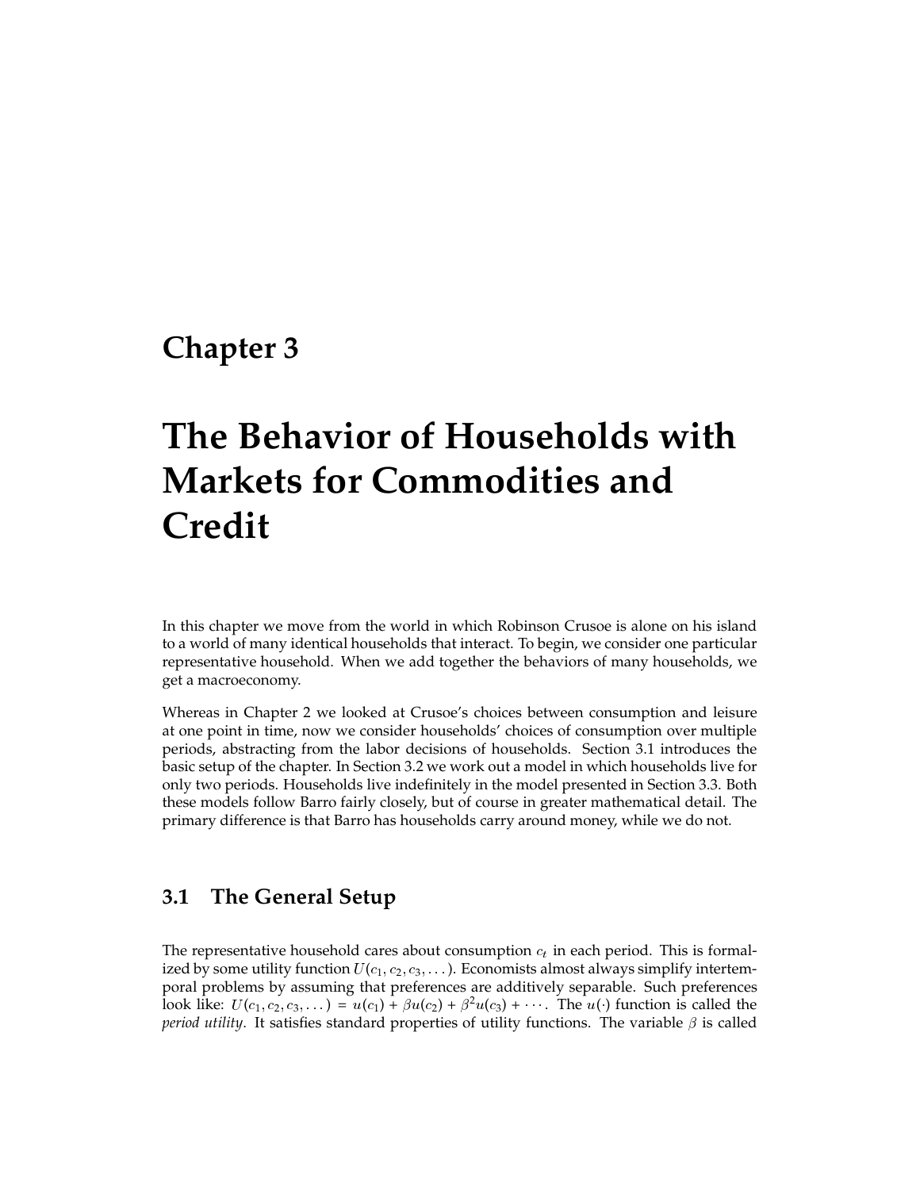# Chapter 3

# The Behavior of Households with Markets for Commodities and Credit

In this chapter we move from the world in which Robinson Crusoe is alone on his island to a world of many identical households that interact. To begin, we consider one particular representative household. When we add together the behaviors of many households, we get a macroeconomy.

Whereas in Chapter 2 we looked at Crusoe's choices between consumption and leisure at one point in time, now we consider households' choices of consumption over multiple periods, abstracting from the labor decisions of households. Section 3.1 introduces the basic setup of the chapter. In Section 3.2 we work out a model in which households live for only two periods. Households live indefinitely in the model presented in Section 3.3. Both these models follow Barro fairly closely, but of course in greater mathematical detail. The primary difference is that Barro has households carry around money, while we do not.

## 3.1 The General Setup

The representative household cares about consumption $c_t$ in each period. This is formalized by some utility function $U(c_1, c_2, c_3, \dots)$. Economists almost always simplify intertemporal problems by assuming that preferences are additively separable. Such preferences look like: $U(c_1, c_2, c_3, \dots) = u(c_1) + \beta u(c_2) + \beta^2 u(c_3) + \cdots$. The $u(\cdot)$ function is called the *period utility*. It satisfies standard properties of utility functions. The variable $\beta$ is called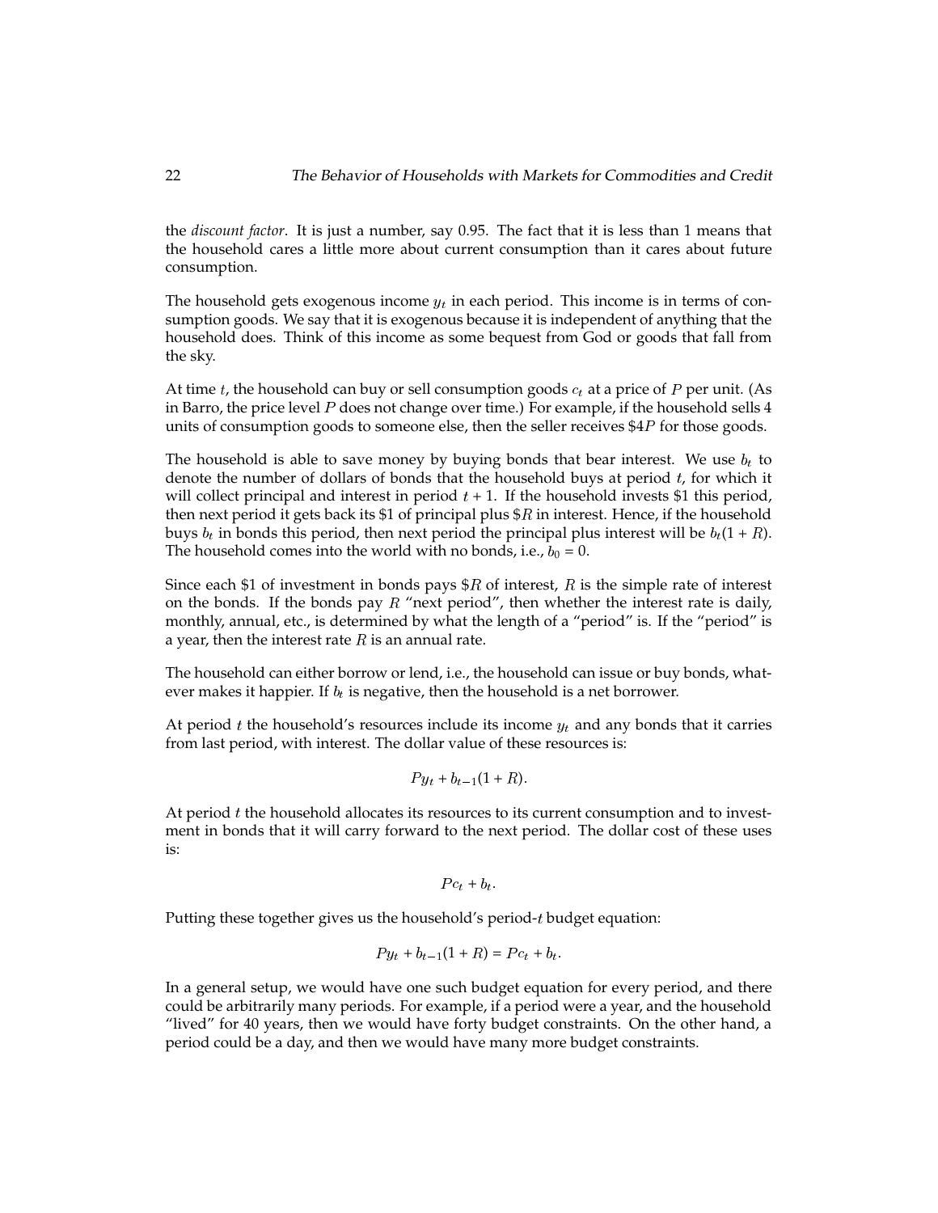the *discount factor*. It is just a number, say 0.95. The fact that it is less than 1 means that the household cares a little more about current consumption than it cares about future consumption.

The household gets exogenous income $y_t$ in each period. This income is in terms of consumption goods. We say that it is exogenous because it is independent of anything that the household does. Think of this income as some bequest from God or goods that fall from the sky.

At time $t$, the household can buy or sell consumption goods $c_t$ at a price of $P$ per unit. (As in Barro, the price level $P$ does not change over time.) For example, if the household sells 4 units of consumption goods to someone else, then the seller receives $\$4P$ for those goods.

The household is able to save money by buying bonds that bear interest. We use $b_t$ to denote the number of dollars of bonds that the household buys at period $t$, for which it will collect principal and interest in period $t + 1$. If the household invests \$1 this period, then next period it gets back its \$1 of principal plus $\$R$ in interest. Hence, if the household buys $b_t$ in bonds this period, then next period the principal plus interest will be $b_t(1 + R)$. The household comes into the world with no bonds, i.e., $b_0 = 0$.

Since each \$1 of investment in bonds pays $\$R$ of interest, $R$ is the simple rate of interest on the bonds. If the bonds pay $R$ "next period", then whether the interest rate is daily, monthly, annual, etc., is determined by what the length of a "period" is. If the "period" is a year, then the interest rate $R$ is an annual rate.

The household can either borrow or lend, i.e., the household can issue or buy bonds, whatever makes it happier. If $b_t$ is negative, then the household is a net borrower.

At period $t$ the household's resources include its income $y_t$ and any bonds that it carries from last period, with interest. The dollar value of these resources is:

$$Py_t + b_{t-1}(1 + R).$$

At period $t$ the household allocates its resources to its current consumption and to investment in bonds that it will carry forward to the next period. The dollar cost of these uses is:

$$Pc_t + b_t.$$

Putting these together gives us the household's period-$t$ budget equation:

$$Py_t + b_{t-1}(1 + R) = Pc_t + b_t.$$

In a general setup, we would have one such budget equation for every period, and there could be arbitrarily many periods. For example, if a period were a year, and the household "lived" for 40 years, then we would have forty budget constraints. On the other hand, a period could be a day, and then we would have many more budget constraints.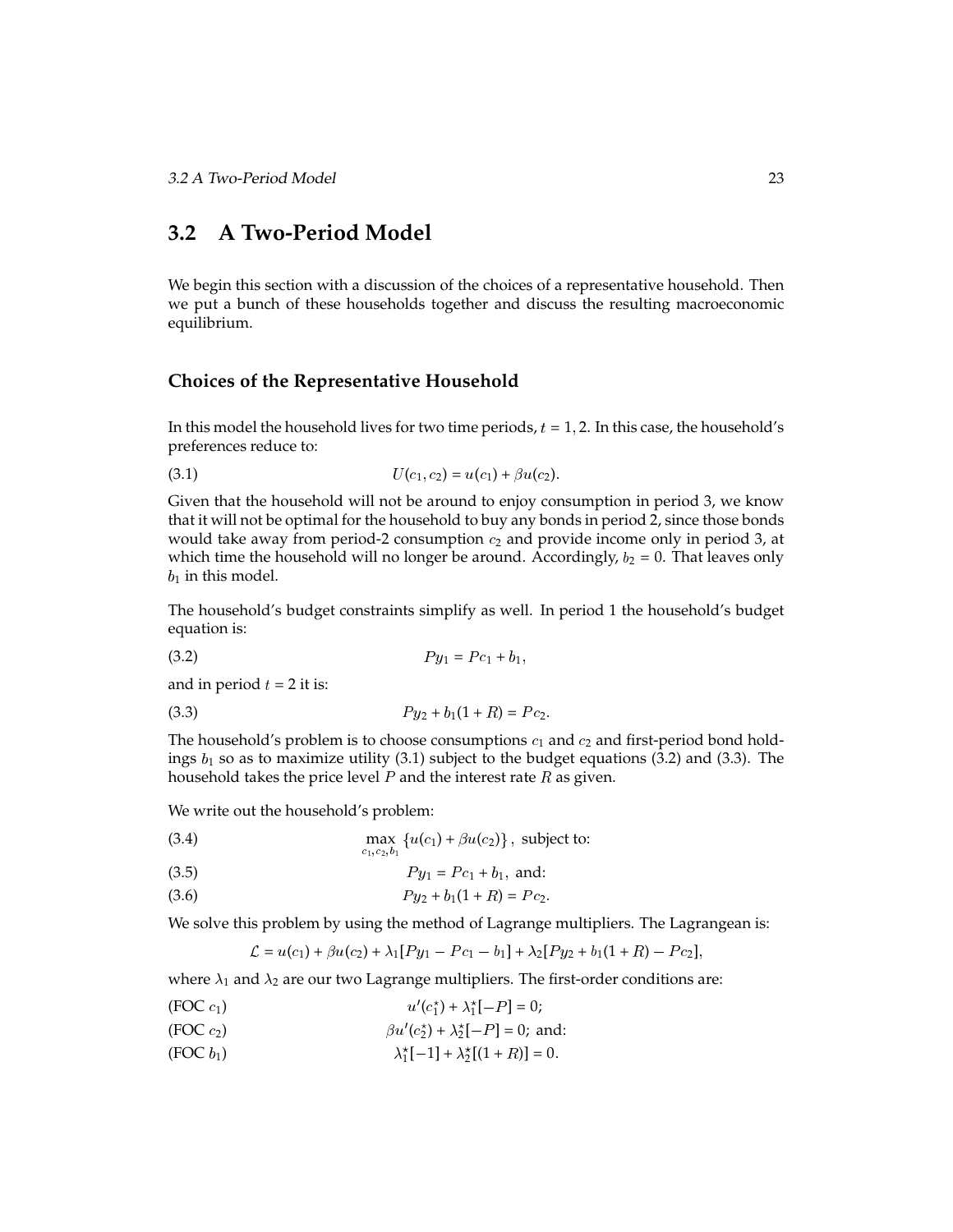## 3.2 A Two-Period Model

We begin this section with a discussion of the choices of a representative household. Then we put a bunch of these households together and discuss the resulting macroeconomic equilibrium.

### Choices of the Representative Household

In this model the household lives for two time periods, $t = 1, 2$. In this case, the household's preferences reduce to:

$$U(c_1, c_2) = u(c_1) + \beta u(c_2). \tag{3.1}$$

Given that the household will not be around to enjoy consumption in period 3, we know that it will not be optimal for the household to buy any bonds in period 2, since those bonds would take away from period-2 consumption $c_2$ and provide income only in period 3, at which time the household will no longer be around. Accordingly, $b_2 = 0$. That leaves only $b_1$ in this model.

The household's budget constraints simplify as well. In period 1 the household's budget equation is:

$$Py_1 = Pc_1 + b_1, \tag{3.2}$$

and in period $t = 2$ it is:

$$Py_2 + b_1(1 + R) = Pc_2. \tag{3.3}$$

The household's problem is to choose consumptions $c_1$ and $c_2$ and first-period bond holdings $b_1$ so as to maximize utility (3.1) subject to the budget equations (3.2) and (3.3). The household takes the price level $P$ and the interest rate $R$ as given.

We write out the household's problem:

$$\max_{c_1, c_2, b_1} \{u(c_1) + \beta u(c_2)\}, \text{ subject to:} \tag{3.4}$$

$$Py_1 = Pc_1 + b_1, \text{ and:} \tag{3.5}$$

$$Py_2 + b_1(1 + R) = Pc_2. \tag{3.6}$$

We solve this problem by using the method of Lagrange multipliers. The Lagrangean is:

$$\mathcal{L} = u(c_1) + \beta u(c_2) + \lambda_1[Py_1 - Pc_1 - b_1] + \lambda_2[Py_2 + b_1(1 + R) - Pc_2],$$

where $\lambda_1$ and $\lambda_2$ are our two Lagrange multipliers. The first-order conditions are:

$$u'(c_1^\star) + \lambda_1^\star[-P] = 0; \tag{FOC $c_1$}$$

$$\beta u'(c_2^\star) + \lambda_2^\star[-P] = 0; \text{ and:} \tag{FOC $c_2$}$$

$$\lambda_1^\star[-1] + \lambda_2^\star[(1 + R)] = 0. \tag{FOC $b_1$}$$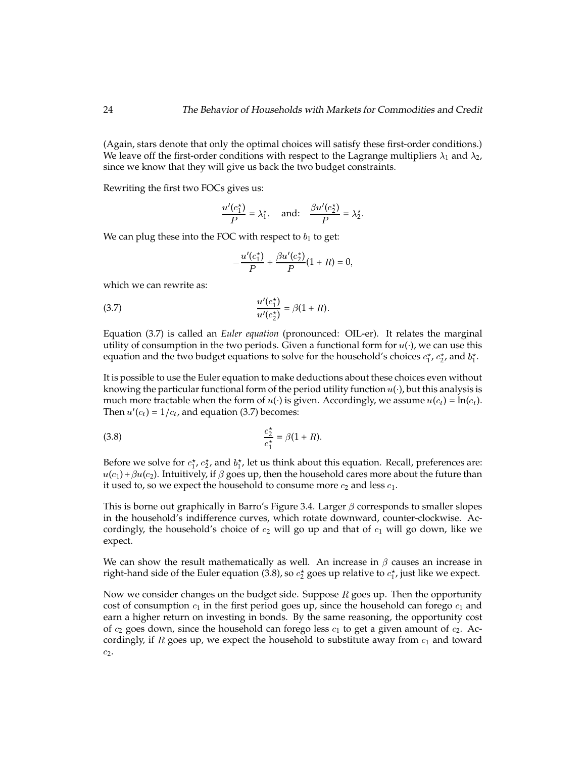(Again, stars denote that only the optimal choices will satisfy these first-order conditions.) We leave off the first-order conditions with respect to the Lagrange multipliers $\lambda_1$ and $\lambda_2$, since we know that they will give us back the two budget constraints.

Rewriting the first two FOCs gives us:

$$\frac{u'(c_1^\star)}{P} = \lambda_1^\star, \quad \text{and:} \quad \frac{\beta u'(c_2^\star)}{P} = \lambda_2^\star.$$

We can plug these into the FOC with respect to $b_1$ to get:

$$-\frac{u'(c_1^\star)}{P} + \frac{\beta u'(c_2^\star)}{P}(1+R) = 0,$$

which we can rewrite as:

$$\frac{u'(c_1^\star)}{u'(c_2^\star)} = \beta(1+R). \tag{3.7}$$

Equation (3.7) is called an *Euler equation* (pronounced: OIL-er). It relates the marginal utility of consumption in the two periods. Given a functional form for $u(\cdot)$, we can use this equation and the two budget equations to solve for the household's choices $c_1^\star$, $c_2^\star$, and $b_1^\star$.

It is possible to use the Euler equation to make deductions about these choices even without knowing the particular functional form of the period utility function $u(\cdot)$, but this analysis is much more tractable when the form of $u(\cdot)$ is given. Accordingly, we assume $u(c_t) = \ln(c_t)$. Then $u'(c_t) = 1/c_t$, and equation (3.7) becomes:

$$\frac{c_2^\star}{c_1^\star} = \beta(1+R). \tag{3.8}$$

Before we solve for $c_1^\star$, $c_2^\star$, and $b_1^\star$, let us think about this equation. Recall, preferences are: $u(c_1) + \beta u(c_2)$. Intuitively, if $\beta$ goes up, then the household cares more about the future than it used to, so we expect the household to consume more $c_2$ and less $c_1$.

This is borne out graphically in Barro's Figure 3.4. Larger $\beta$ corresponds to smaller slopes in the household's indifference curves, which rotate downward, counter-clockwise. Accordingly, the household's choice of $c_2$ will go up and that of $c_1$ will go down, like we expect.

We can show the result mathematically as well. An increase in $\beta$ causes an increase in right-hand side of the Euler equation (3.8), so $c_2^\star$ goes up relative to $c_1^\star$, just like we expect.

Now we consider changes on the budget side. Suppose $R$ goes up. Then the opportunity cost of consumption $c_1$ in the first period goes up, since the household can forego $c_1$ and earn a higher return on investing in bonds. By the same reasoning, the opportunity cost of $c_2$ goes down, since the household can forego less $c_1$ to get a given amount of $c_2$. Accordingly, if $R$ goes up, we expect the household to substitute away from $c_1$ and toward $c_2$.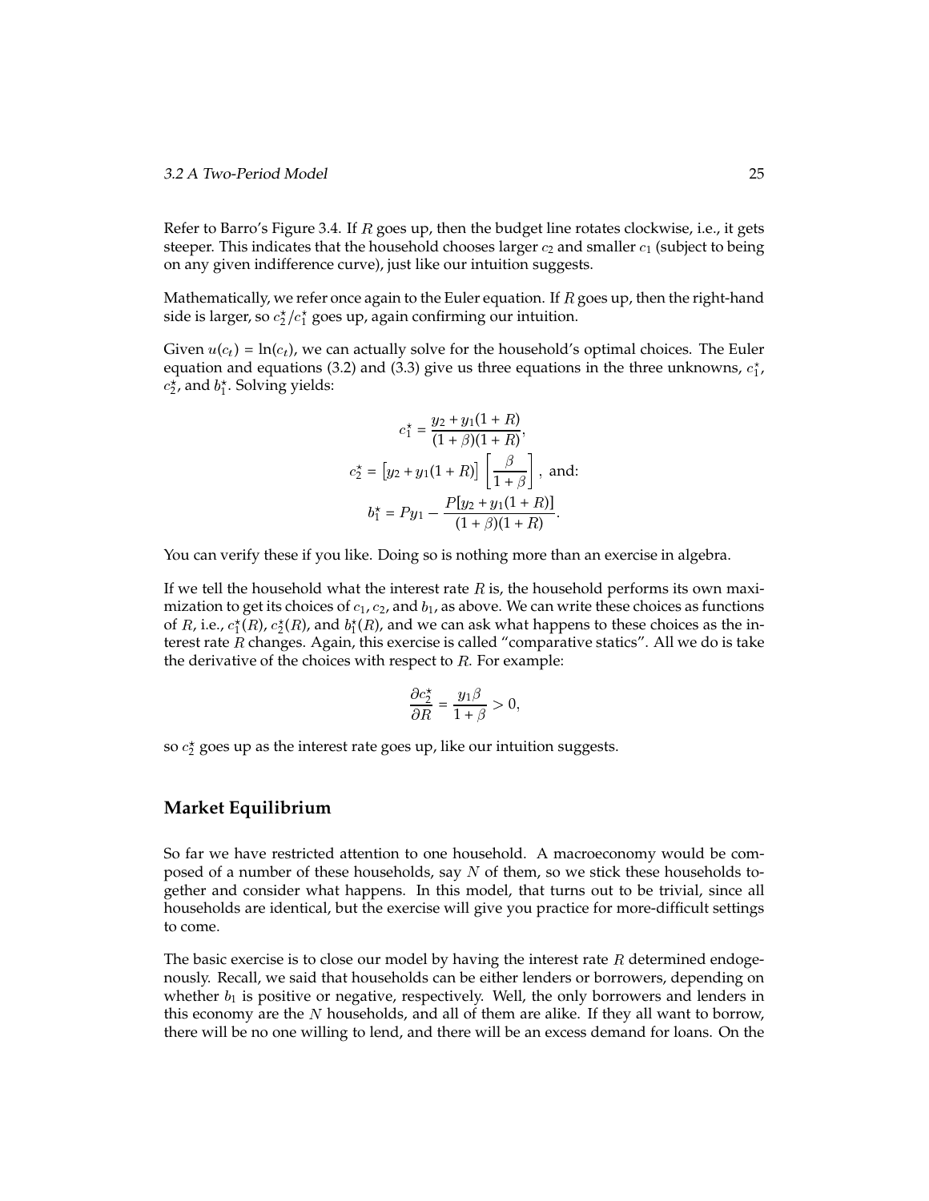Refer to Barro's Figure 3.4. If $R$ goes up, then the budget line rotates clockwise, i.e., it gets steeper. This indicates that the household chooses larger $c_2$ and smaller $c_1$ (subject to being on any given indifference curve), just like our intuition suggests.

Mathematically, we refer once again to the Euler equation. If $R$ goes up, then the right-hand side is larger, so $c_2^\star / c_1^\star$ goes up, again confirming our intuition.

Given $u(c_t) = \ln(c_t)$, we can actually solve for the household's optimal choices. The Euler equation and equations (3.2) and (3.3) give us three equations in the three unknowns, $c_1^\star$, $c_2^\star$, and $b_1^\star$. Solving yields:

$$
\begin{aligned}
c_1^\star &= \frac{y_2 + y_1(1+R)}{(1+\beta)(1+R)}, \\
c_2^\star &= \left[y_2 + y_1(1+R)\right]\left[\frac{\beta}{1+\beta}\right], \text{ and:} \\
b_1^\star &= Py_1 - \frac{P[y_2 + y_1(1+R)]}{(1+\beta)(1+R)}.
\end{aligned}
$$

You can verify these if you like. Doing so is nothing more than an exercise in algebra.

If we tell the household what the interest rate $R$ is, the household performs its own maximization to get its choices of $c_1$, $c_2$, and $b_1$, as above. We can write these choices as functions of $R$, i.e., $c_1^\star(R)$, $c_2^\star(R)$, and $b_1^\star(R)$, and we can ask what happens to these choices as the interest rate $R$ changes. Again, this exercise is called "comparative statics". All we do is take the derivative of the choices with respect to $R$. For example:

$$
\frac{\partial c_2^\star}{\partial R} = \frac{y_1 \beta}{1+\beta} > 0,
$$

so $c_2^\star$ goes up as the interest rate goes up, like our intuition suggests.

## Market Equilibrium

So far we have restricted attention to one household. A macroeconomy would be composed of a number of these households, say $N$ of them, so we stick these households together and consider what happens. In this model, that turns out to be trivial, since all households are identical, but the exercise will give you practice for more-difficult settings to come.

The basic exercise is to close our model by having the interest rate $R$ determined endogenously. Recall, we said that households can be either lenders or borrowers, depending on whether $b_1$ is positive or negative, respectively. Well, the only borrowers and lenders in this economy are the $N$ households, and all of them are alike. If they all want to borrow, there will be no one willing to lend, and there will be an excess demand for loans. On the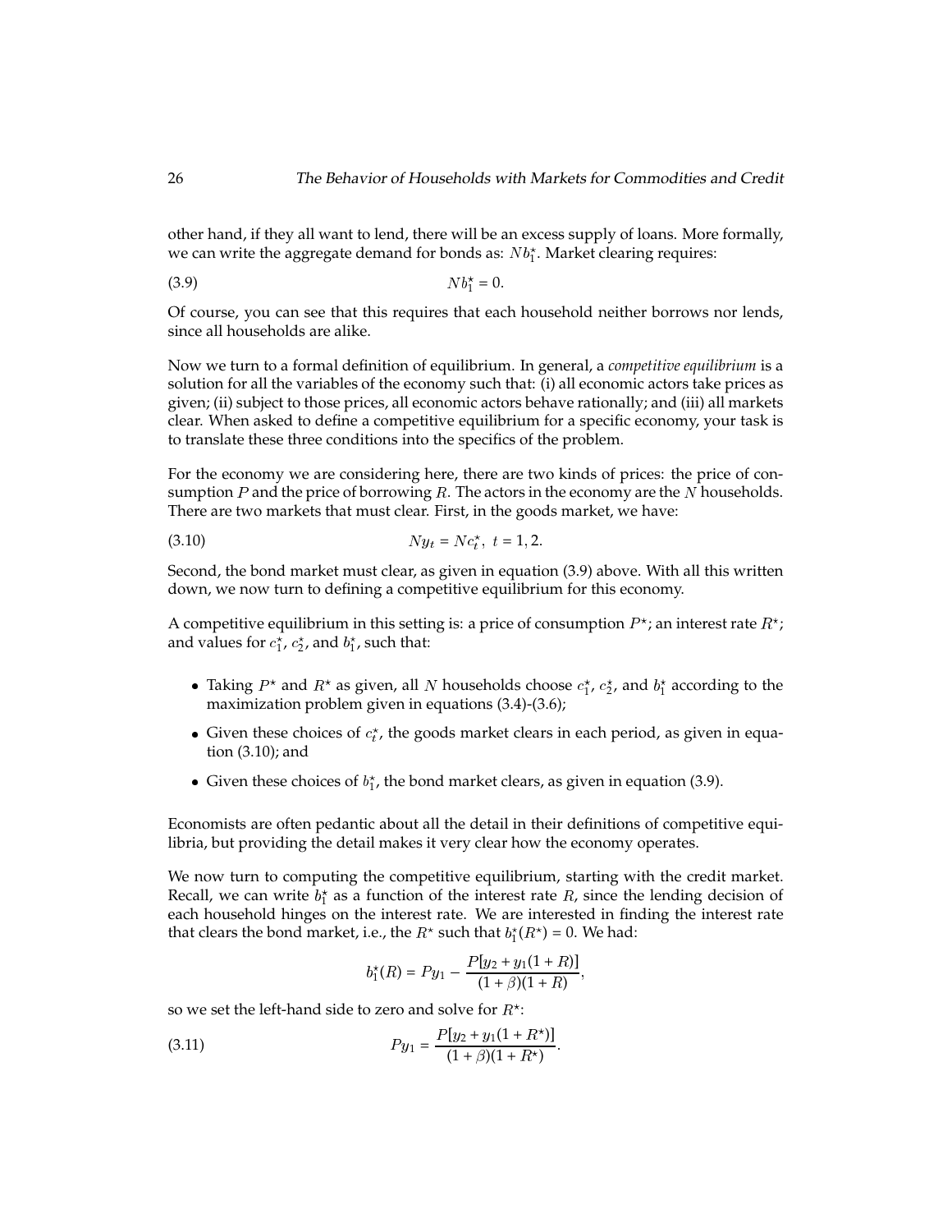other hand, if they all want to lend, there will be an excess supply of loans. More formally, we can write the aggregate demand for bonds as: $Nb_1^\star$. Market clearing requires:

$$Nb_1^\star = 0. \tag{3.9}$$

Of course, you can see that this requires that each household neither borrows nor lends, since all households are alike.

Now we turn to a formal definition of equilibrium. In general, a *competitive equilibrium* is a solution for all the variables of the economy such that: (i) all economic actors take prices as given; (ii) subject to those prices, all economic actors behave rationally; and (iii) all markets clear. When asked to define a competitive equilibrium for a specific economy, your task is to translate these three conditions into the specifics of the problem.

For the economy we are considering here, there are two kinds of prices: the price of consumption $P$ and the price of borrowing $R$. The actors in the economy are the $N$ households. There are two markets that must clear. First, in the goods market, we have:

$$Ny_t = Nc_t^\star, \; t = 1, 2. \tag{3.10}$$

Second, the bond market must clear, as given in equation (3.9) above. With all this written down, we now turn to defining a competitive equilibrium for this economy.

A competitive equilibrium in this setting is: a price of consumption $P^\star$; an interest rate $R^\star$; and values for $c_1^\star$, $c_2^\star$, and $b_1^\star$, such that:

- Taking $P^\star$ and $R^\star$ as given, all $N$ households choose $c_1^\star$, $c_2^\star$, and $b_1^\star$ according to the maximization problem given in equations (3.4)-(3.6);
- Given these choices of $c_t^\star$, the goods market clears in each period, as given in equation (3.10); and
- Given these choices of $b_1^\star$, the bond market clears, as given in equation (3.9).

Economists are often pedantic about all the detail in their definitions of competitive equilibria, but providing the detail makes it very clear how the economy operates.

We now turn to computing the competitive equilibrium, starting with the credit market. Recall, we can write $b_1^\star$ as a function of the interest rate $R$, since the lending decision of each household hinges on the interest rate. We are interested in finding the interest rate that clears the bond market, i.e., the $R^\star$ such that $b_1^\star(R^\star) = 0$. We had:

$$b_1^\star(R) = Py_1 - \frac{P[y_2 + y_1(1 + R)]}{(1 + \beta)(1 + R)},$$

so we set the left-hand side to zero and solve for $R^\star$:

$$Py_1 = \frac{P[y_2 + y_1(1 + R^\star)]}{(1 + \beta)(1 + R^\star)}. \tag{3.11}$$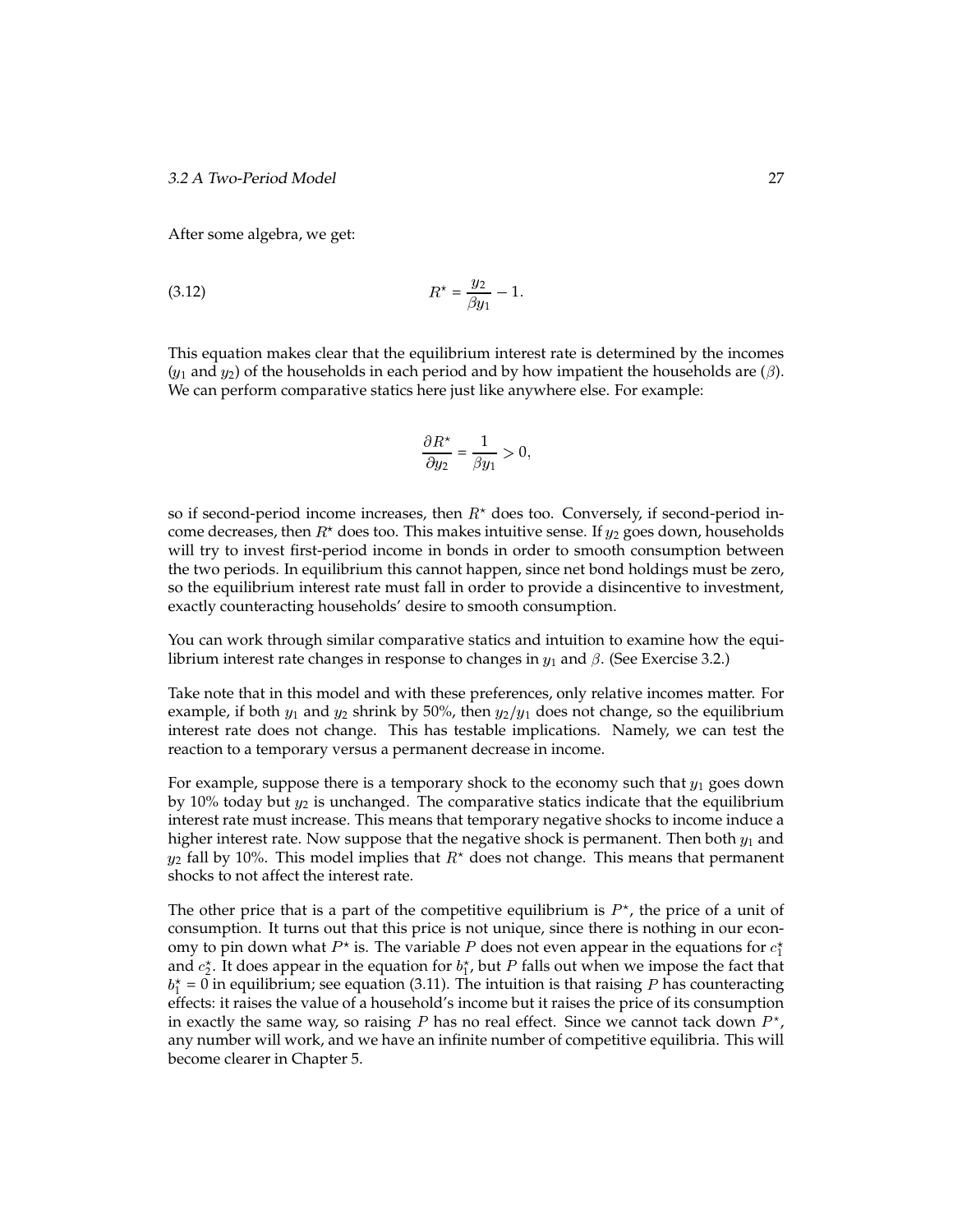After some algebra, we get:

$$R^\star = \frac{y_2}{\beta y_1} - 1. \tag{3.12}$$

This equation makes clear that the equilibrium interest rate is determined by the incomes ($y_1$ and $y_2$) of the households in each period and by how impatient the households are ($\beta$). We can perform comparative statics here just like anywhere else. For example:

$$\frac{\partial R^\star}{\partial y_2} = \frac{1}{\beta y_1} > 0,$$

so if second-period income increases, then $R^\star$ does too. Conversely, if second-period income decreases, then $R^\star$ does too. This makes intuitive sense. If $y_2$ goes down, households will try to invest first-period income in bonds in order to smooth consumption between the two periods. In equilibrium this cannot happen, since net bond holdings must be zero, so the equilibrium interest rate must fall in order to provide a disincentive to investment, exactly counteracting households' desire to smooth consumption.

You can work through similar comparative statics and intuition to examine how the equilibrium interest rate changes in response to changes in $y_1$ and $\beta$. (See Exercise 3.2.)

Take note that in this model and with these preferences, only relative incomes matter. For example, if both $y_1$ and $y_2$ shrink by 50%, then $y_2/y_1$ does not change, so the equilibrium interest rate does not change. This has testable implications. Namely, we can test the reaction to a temporary versus a permanent decrease in income.

For example, suppose there is a temporary shock to the economy such that $y_1$ goes down by 10% today but $y_2$ is unchanged. The comparative statics indicate that the equilibrium interest rate must increase. This means that temporary negative shocks to income induce a higher interest rate. Now suppose that the negative shock is permanent. Then both $y_1$ and $y_2$ fall by 10%. This model implies that $R^\star$ does not change. This means that permanent shocks to not affect the interest rate.

The other price that is a part of the competitive equilibrium is $P^\star$, the price of a unit of consumption. It turns out that this price is not unique, since there is nothing in our economy to pin down what $P^\star$ is. The variable $P$ does not even appear in the equations for $c_1^\star$ and $c_2^\star$. It does appear in the equation for $b_1^\star$, but $P$ falls out when we impose the fact that $b_1^\star = 0$ in equilibrium; see equation (3.11). The intuition is that raising $P$ has counteracting effects: it raises the value of a household's income but it raises the price of its consumption in exactly the same way, so raising $P$ has no real effect. Since we cannot tack down $P^\star$, any number will work, and we have an infinite number of competitive equilibria. This will become clearer in Chapter 5.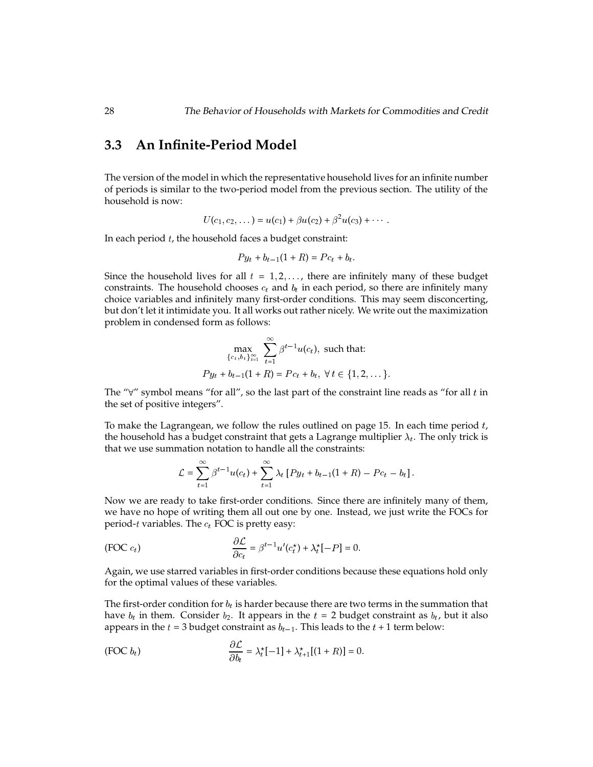## 3.3 An Infinite-Period Model

The version of the model in which the representative household lives for an infinite number of periods is similar to the two-period model from the previous section. The utility of the household is now:

$$U(c_1, c_2, \dots) = u(c_1) + \beta u(c_2) + \beta^2 u(c_3) + \cdots .$$

In each period $t$, the household faces a budget constraint:

$$Py_t + b_{t-1}(1+R) = Pc_t + b_t.$$

Since the household lives for all $t = 1, 2, \dots$, there are infinitely many of these budget constraints. The household chooses $c_t$ and $b_t$ in each period, so there are infinitely many choice variables and infinitely many first-order conditions. This may seem disconcerting, but don't let it intimidate you. It all works out rather nicely. We write out the maximization problem in condensed form as follows:

$$\max_{\{c_t, b_t\}_{t=1}^{\infty}} \sum_{t=1}^{\infty} \beta^{t-1} u(c_t), \text{ such that:}$$

$$Py_t + b_{t-1}(1+R) = Pc_t + b_t, \; \forall \, t \in \{1, 2, \dots\}.$$

The "$\forall$" symbol means "for all", so the last part of the constraint line reads as "for all $t$ in the set of positive integers".

To make the Lagrangean, we follow the rules outlined on page 15. In each time period $t$, the household has a budget constraint that gets a Lagrange multiplier $\lambda_t$. The only trick is that we use summation notation to handle all the constraints:

$$\mathcal{L} = \sum_{t=1}^{\infty} \beta^{t-1} u(c_t) + \sum_{t=1}^{\infty} \lambda_t \left[ Py_t + b_{t-1}(1+R) - Pc_t - b_t \right].$$

Now we are ready to take first-order conditions. Since there are infinitely many of them, we have no hope of writing them all out one by one. Instead, we just write the FOCs for period-$t$ variables. The $c_t$ FOC is pretty easy:

$$\text{(FOC } c_t\text{)} \qquad \frac{\partial \mathcal{L}}{\partial c_t} = \beta^{t-1} u'(c_t^\star) + \lambda_t^\star [-P] = 0.$$

Again, we use starred variables in first-order conditions because these equations hold only for the optimal values of these variables.

The first-order condition for $b_t$ is harder because there are two terms in the summation that have $b_t$ in them. Consider $b_2$. It appears in the $t = 2$ budget constraint as $b_t$, but it also appears in the $t = 3$ budget constraint as $b_{t-1}$. This leads to the $t + 1$ term below:

$$\text{(FOC } b_t\text{)} \qquad \frac{\partial \mathcal{L}}{\partial b_t} = \lambda_t^\star [-1] + \lambda_{t+1}^\star [(1+R)] = 0.$$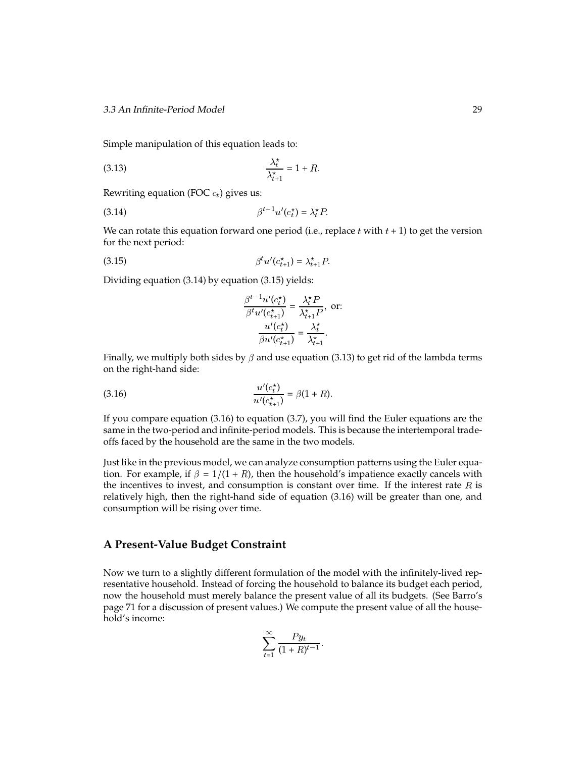Simple manipulation of this equation leads to:

$$\frac{\lambda_t^\star}{\lambda_{t+1}^\star} = 1 + R. \tag{3.13}$$

Rewriting equation (FOC $c_t$) gives us:

$$\beta^{t-1} u'(c_t^\star) = \lambda_t^\star P. \tag{3.14}$$

We can rotate this equation forward one period (i.e., replace $t$ with $t+1$) to get the version for the next period:

$$\beta^{t} u'(c_{t+1}^\star) = \lambda_{t+1}^\star P. \tag{3.15}$$

Dividing equation (3.14) by equation (3.15) yields:

$$\frac{\beta^{t-1} u'(c_t^\star)}{\beta^t u'(c_{t+1}^\star)} = \frac{\lambda_t^\star P}{\lambda_{t+1}^\star P}, \text{ or:}$$

$$\frac{u'(c_t^\star)}{\beta u'(c_{t+1}^\star)} = \frac{\lambda_t^\star}{\lambda_{t+1}^\star}.$$

Finally, we multiply both sides by $\beta$ and use equation (3.13) to get rid of the lambda terms on the right-hand side:

$$\frac{u'(c_t^\star)}{u'(c_{t+1}^\star)} = \beta(1 + R). \tag{3.16}$$

If you compare equation (3.16) to equation (3.7), you will find the Euler equations are the same in the two-period and infinite-period models. This is because the intertemporal trade-offs faced by the household are the same in the two models.

Just like in the previous model, we can analyze consumption patterns using the Euler equation. For example, if $\beta = 1/(1+R)$, then the household's impatience exactly cancels with the incentives to invest, and consumption is constant over time. If the interest rate $R$ is relatively high, then the right-hand side of equation (3.16) will be greater than one, and consumption will be rising over time.

## A Present-Value Budget Constraint

Now we turn to a slightly different formulation of the model with the infinitely-lived representative household. Instead of forcing the household to balance its budget each period, now the household must merely balance the present value of all its budgets. (See Barro's page 71 for a discussion of present values.) We compute the present value of all the household's income:

$$\sum_{t=1}^{\infty} \frac{P y_t}{(1+R)^{t-1}}.$$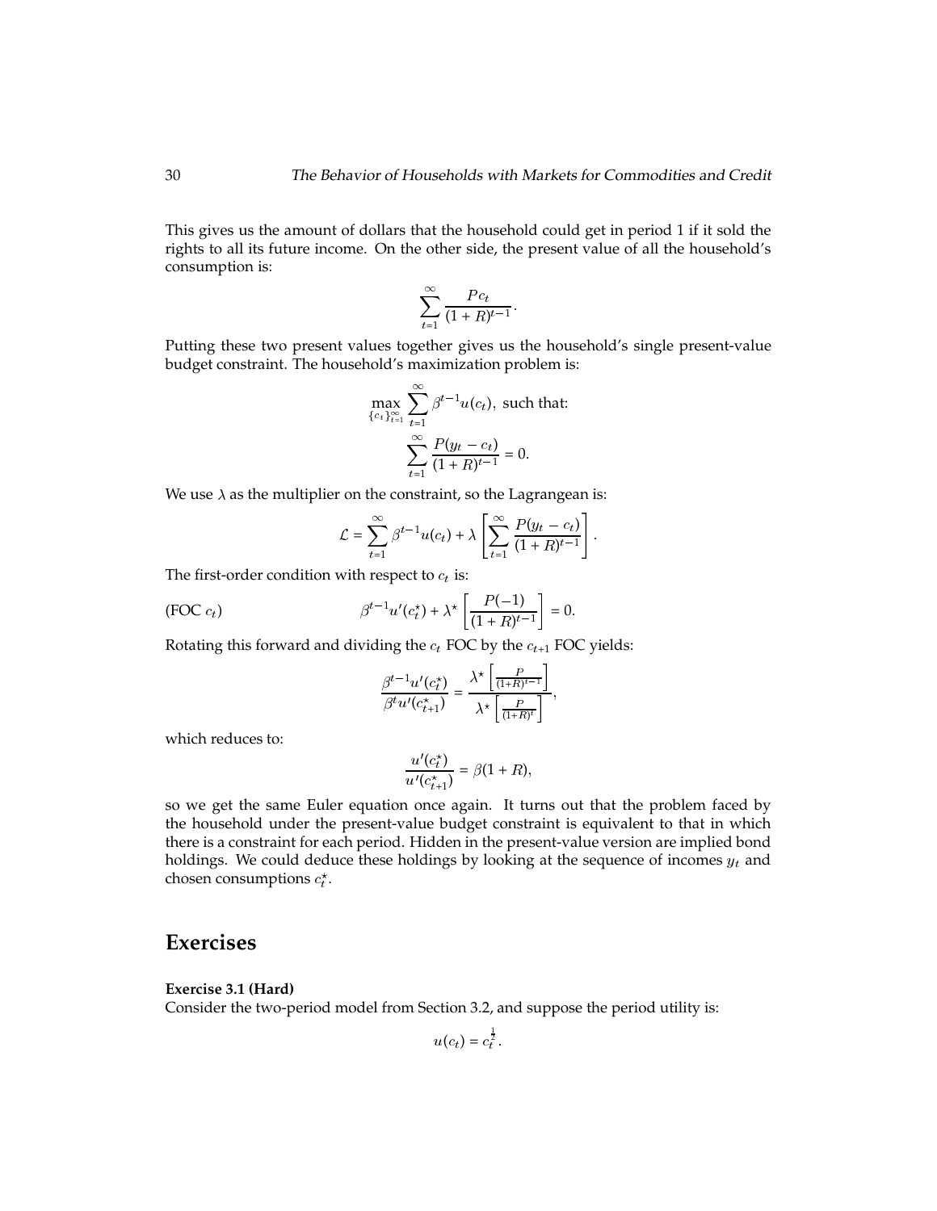This gives us the amount of dollars that the household could get in period 1 if it sold the rights to all its future income. On the other side, the present value of all the household's consumption is:

$$\sum_{t=1}^{\infty} \frac{Pc_t}{(1+R)^{t-1}}.$$

Putting these two present values together gives us the household's single present-value budget constraint. The household's maximization problem is:

$$\max_{\{c_t\}_{t=1}^{\infty}} \sum_{t=1}^{\infty} \beta^{t-1} u(c_t), \text{ such that:}$$

$$\sum_{t=1}^{\infty} \frac{P(y_t - c_t)}{(1+R)^{t-1}} = 0.$$

We use $\lambda$ as the multiplier on the constraint, so the Lagrangean is:

$$\mathcal{L} = \sum_{t=1}^{\infty} \beta^{t-1} u(c_t) + \lambda \left[ \sum_{t=1}^{\infty} \frac{P(y_t - c_t)}{(1+R)^{t-1}} \right].$$

The first-order condition with respect to $c_t$ is:

$$\text{(FOC } c_t\text{)} \qquad \beta^{t-1} u'(c_t^\star) + \lambda^\star \left[ \frac{P(-1)}{(1+R)^{t-1}} \right] = 0.$$

Rotating this forward and dividing the $c_t$ FOC by the $c_{t+1}$ FOC yields:

$$\frac{\beta^{t-1} u'(c_t^\star)}{\beta^t u'(c_{t+1}^\star)} = \frac{\lambda^\star \left[ \frac{P}{(1+R)^{t-1}} \right]}{\lambda^\star \left[ \frac{P}{(1+R)^t} \right]},$$

which reduces to:

$$\frac{u'(c_t^\star)}{u'(c_{t+1}^\star)} = \beta(1+R),$$

so we get the same Euler equation once again. It turns out that the problem faced by the household under the present-value budget constraint is equivalent to that in which there is a constraint for each period. Hidden in the present-value version are implied bond holdings. We could deduce these holdings by looking at the sequence of incomes $y_t$ and chosen consumptions $c_t^\star$.

## Exercises

**Exercise 3.1 (Hard)**

Consider the two-period model from Section 3.2, and suppose the period utility is:

$$u(c_t) = c_t^{\frac{1}{2}}.$$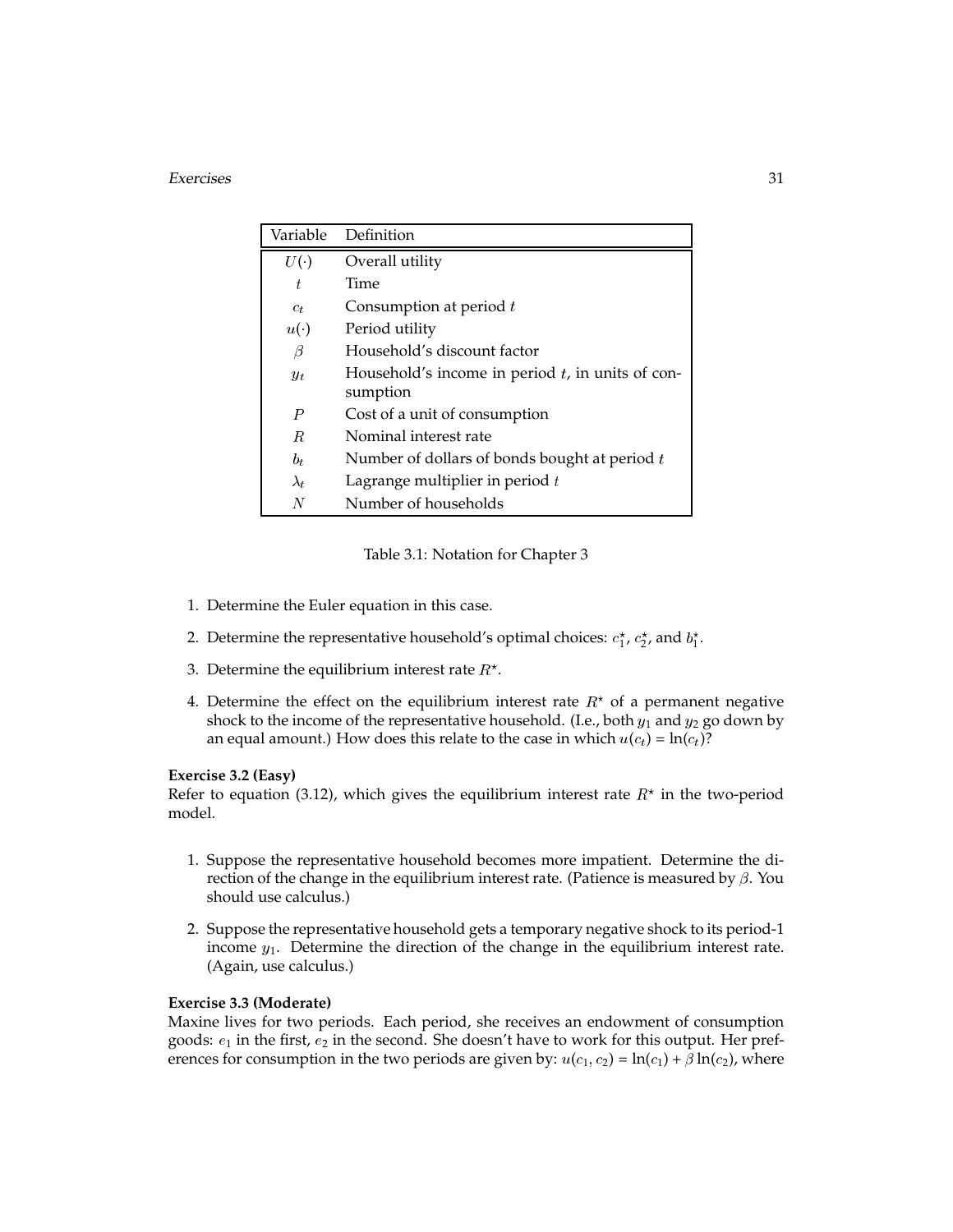| Variable | Definition |
|---|---|
| $U(\cdot)$ | Overall utility |
| $t$ | Time |
| $c_t$ | Consumption at period $t$ |
| $u(\cdot)$ | Period utility |
| $\beta$ | Household's discount factor |
| $y_t$ | Household's income in period $t$, in units of consumption |
| $P$ | Cost of a unit of consumption |
| $R$ | Nominal interest rate |
| $b_t$ | Number of dollars of bonds bought at period $t$ |
| $\lambda_t$ | Lagrange multiplier in period $t$ |
| $N$ | Number of households |

Table 3.1: Notation for Chapter 3

1. Determine the Euler equation in this case.
2. Determine the representative household's optimal choices: $c_1^\star$, $c_2^\star$, and $b_1^\star$.
3. Determine the equilibrium interest rate $R^\star$.
4. Determine the effect on the equilibrium interest rate $R^\star$ of a permanent negative shock to the income of the representative household. (I.e., both $y_1$ and $y_2$ go down by an equal amount.) How does this relate to the case in which $u(c_t) = \ln(c_t)$?

**Exercise 3.2 (Easy)**
Refer to equation (3.12), which gives the equilibrium interest rate $R^\star$ in the two-period model.

1. Suppose the representative household becomes more impatient. Determine the direction of the change in the equilibrium interest rate. (Patience is measured by $\beta$. You should use calculus.)
2. Suppose the representative household gets a temporary negative shock to its period-1 income $y_1$. Determine the direction of the change in the equilibrium interest rate. (Again, use calculus.)

**Exercise 3.3 (Moderate)**
Maxine lives for two periods. Each period, she receives an endowment of consumption goods: $e_1$ in the first, $e_2$ in the second. She doesn't have to work for this output. Her preferences for consumption in the two periods are given by: $u(c_1, c_2) = \ln(c_1) + \beta \ln(c_2)$, where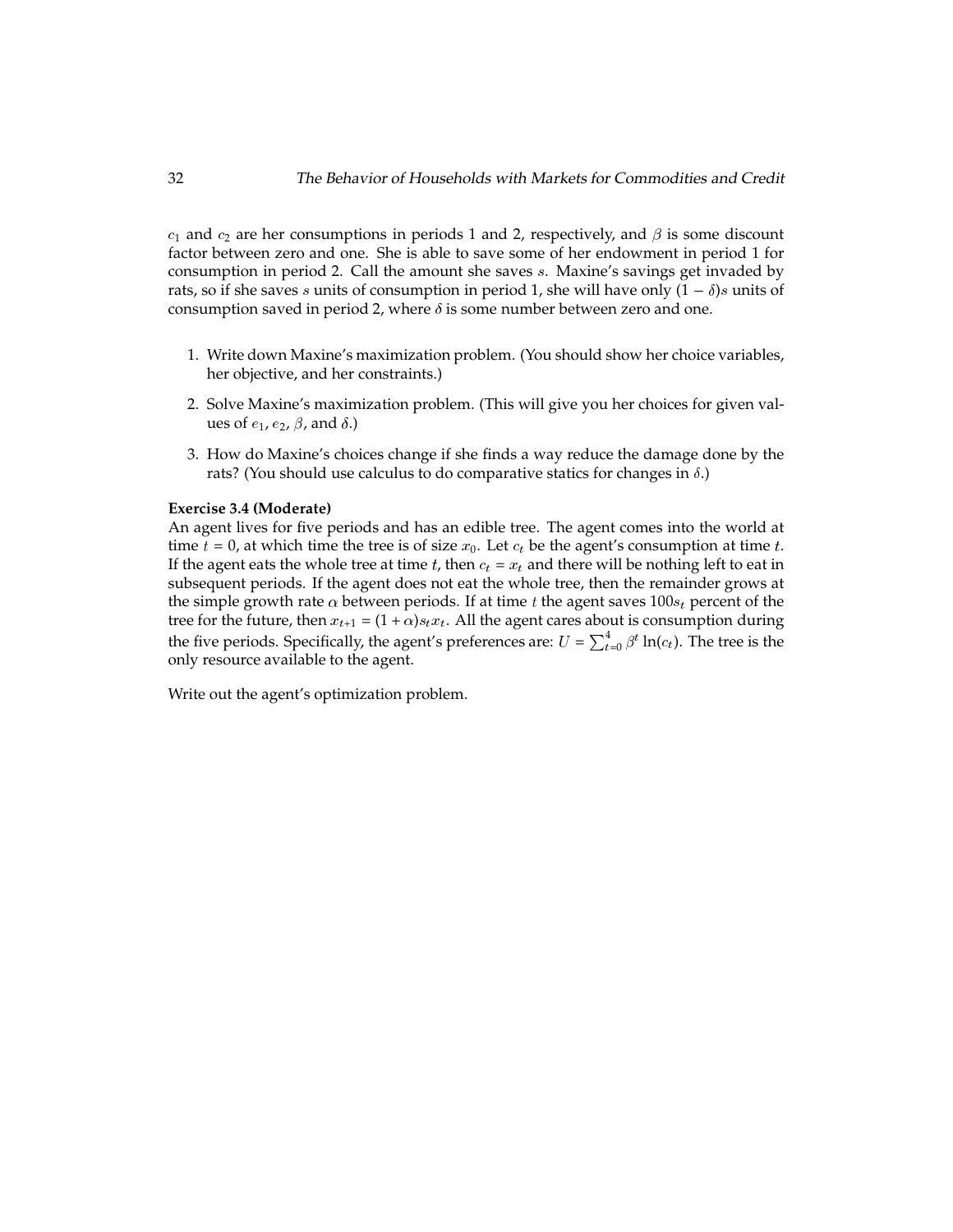$c_1$ and $c_2$ are her consumptions in periods 1 and 2, respectively, and $\beta$ is some discount factor between zero and one. She is able to save some of her endowment in period 1 for consumption in period 2. Call the amount she saves $s$. Maxine's savings get invaded by rats, so if she saves $s$ units of consumption in period 1, she will have only $(1 - \delta)s$ units of consumption saved in period 2, where $\delta$ is some number between zero and one.

1. Write down Maxine's maximization problem. (You should show her choice variables, her objective, and her constraints.)

2. Solve Maxine's maximization problem. (This will give you her choices for given values of $e_1$, $e_2$, $\beta$, and $\delta$.)

3. How do Maxine's choices change if she finds a way reduce the damage done by the rats? (You should use calculus to do comparative statics for changes in $\delta$.)

**Exercise 3.4 (Moderate)**

An agent lives for five periods and has an edible tree. The agent comes into the world at time $t = 0$, at which time the tree is of size $x_0$. Let $c_t$ be the agent's consumption at time $t$. If the agent eats the whole tree at time $t$, then $c_t = x_t$ and there will be nothing left to eat in subsequent periods. If the agent does not eat the whole tree, then the remainder grows at the simple growth rate $\alpha$ between periods. If at time $t$ the agent saves $100s_t$ percent of the tree for the future, then $x_{t+1} = (1 + \alpha)s_t x_t$. All the agent cares about is consumption during the five periods. Specifically, the agent's preferences are: $U = \sum_{t=0}^{4} \beta^t \ln(c_t)$. The tree is the only resource available to the agent.

Write out the agent's optimization problem.